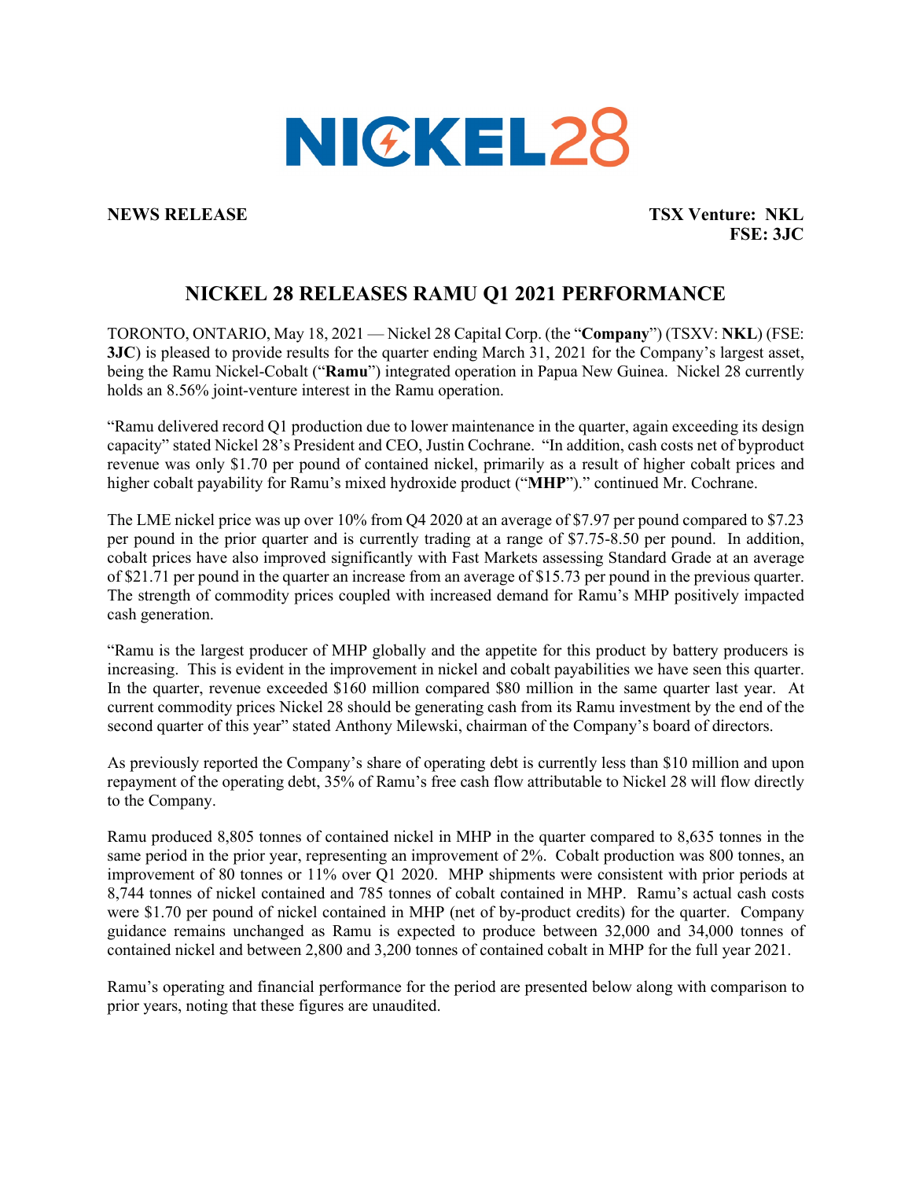NICKEL28

**NEWS RELEASE**

**TSX Venture: NKL**
**FSE: 3JC**

# NICKEL 28 RELEASES RAMU Q1 2021 PERFORMANCE

TORONTO, ONTARIO, May 18, 2021 — Nickel 28 Capital Corp. (the "**Company**") (TSXV: **NKL**) (FSE: **3JC**) is pleased to provide results for the quarter ending March 31, 2021 for the Company's largest asset, being the Ramu Nickel-Cobalt ("**Ramu**") integrated operation in Papua New Guinea. Nickel 28 currently holds an 8.56% joint-venture interest in the Ramu operation.

"Ramu delivered record Q1 production due to lower maintenance in the quarter, again exceeding its design capacity" stated Nickel 28's President and CEO, Justin Cochrane. "In addition, cash costs net of byproduct revenue was only $1.70 per pound of contained nickel, primarily as a result of higher cobalt prices and higher cobalt payability for Ramu's mixed hydroxide product ("**MHP**")." continued Mr. Cochrane.

The LME nickel price was up over 10% from Q4 2020 at an average of $7.97 per pound compared to $7.23 per pound in the prior quarter and is currently trading at a range of $7.75-8.50 per pound. In addition, cobalt prices have also improved significantly with Fast Markets assessing Standard Grade at an average of $21.71 per pound in the quarter an increase from an average of $15.73 per pound in the previous quarter. The strength of commodity prices coupled with increased demand for Ramu's MHP positively impacted cash generation.

"Ramu is the largest producer of MHP globally and the appetite for this product by battery producers is increasing. This is evident in the improvement in nickel and cobalt payabilities we have seen this quarter. In the quarter, revenue exceeded $160 million compared $80 million in the same quarter last year. At current commodity prices Nickel 28 should be generating cash from its Ramu investment by the end of the second quarter of this year" stated Anthony Milewski, chairman of the Company's board of directors.

As previously reported the Company's share of operating debt is currently less than $10 million and upon repayment of the operating debt, 35% of Ramu's free cash flow attributable to Nickel 28 will flow directly to the Company.

Ramu produced 8,805 tonnes of contained nickel in MHP in the quarter compared to 8,635 tonnes in the same period in the prior year, representing an improvement of 2%. Cobalt production was 800 tonnes, an improvement of 80 tonnes or 11% over Q1 2020. MHP shipments were consistent with prior periods at 8,744 tonnes of nickel contained and 785 tonnes of cobalt contained in MHP. Ramu's actual cash costs were $1.70 per pound of nickel contained in MHP (net of by-product credits) for the quarter. Company guidance remains unchanged as Ramu is expected to produce between 32,000 and 34,000 tonnes of contained nickel and between 2,800 and 3,200 tonnes of contained cobalt in MHP for the full year 2021.

Ramu's operating and financial performance for the period are presented below along with comparison to prior years, noting that these figures are unaudited.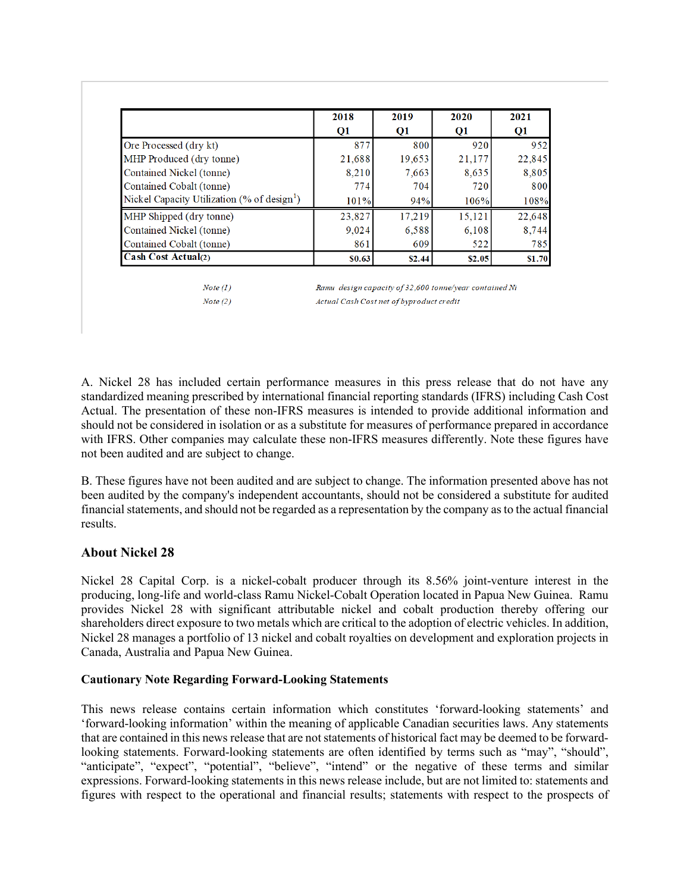| | 2018 Q1 | 2019 Q1 | 2020 Q1 | 2021 Q1 |
|---|---|---|---|---|
| Ore Processed (dry kt) | 877 | 800 | 920 | 952 |
| MHP Produced (dry tonne) | 21,688 | 19,653 | 21,177 | 22,845 |
| Contained Nickel (tonne) | 8,210 | 7,663 | 8,635 | 8,805 |
| Contained Cobalt (tonne) | 774 | 704 | 720 | 800 |
| Nickel Capacity Utilization (% of design[1]) | 101% | 94% | 106% | 108% |
| MHP Shipped (dry tonne) | 23,827 | 17,219 | 15,121 | 22,648 |
| Contained Nickel (tonne) | 9,024 | 6,588 | 6,108 | 8,744 |
| Contained Cobalt (tonne) | 861 | 609 | 522 | 785 |
| **Cash Cost Actual(2)** | **$0.63** | **$2.44** | **$2.05** | **$1.70** |

*Note (1)* *Ramu design capacity of 32,600 tonne/year contained Ni*

*Note (2)* *Actual Cash Cost net of byproduct credit*

A. Nickel 28 has included certain performance measures in this press release that do not have any standardized meaning prescribed by international financial reporting standards (IFRS) including Cash Cost Actual. The presentation of these non-IFRS measures is intended to provide additional information and should not be considered in isolation or as a substitute for measures of performance prepared in accordance with IFRS. Other companies may calculate these non-IFRS measures differently. Note these figures have not been audited and are subject to change.

B. These figures have not been audited and are subject to change. The information presented above has not been audited by the company's independent accountants, should not be considered a substitute for audited financial statements, and should not be regarded as a representation by the company as to the actual financial results.

## About Nickel 28

Nickel 28 Capital Corp. is a nickel-cobalt producer through its 8.56% joint-venture interest in the producing, long-life and world-class Ramu Nickel-Cobalt Operation located in Papua New Guinea. Ramu provides Nickel 28 with significant attributable nickel and cobalt production thereby offering our shareholders direct exposure to two metals which are critical to the adoption of electric vehicles. In addition, Nickel 28 manages a portfolio of 13 nickel and cobalt royalties on development and exploration projects in Canada, Australia and Papua New Guinea.

### Cautionary Note Regarding Forward-Looking Statements

This news release contains certain information which constitutes 'forward-looking statements' and 'forward-looking information' within the meaning of applicable Canadian securities laws. Any statements that are contained in this news release that are not statements of historical fact may be deemed to be forward-looking statements. Forward-looking statements are often identified by terms such as "may", "should", "anticipate", "expect", "potential", "believe", "intend" or the negative of these terms and similar expressions. Forward-looking statements in this news release include, but are not limited to: statements and figures with respect to the operational and financial results; statements with respect to the prospects of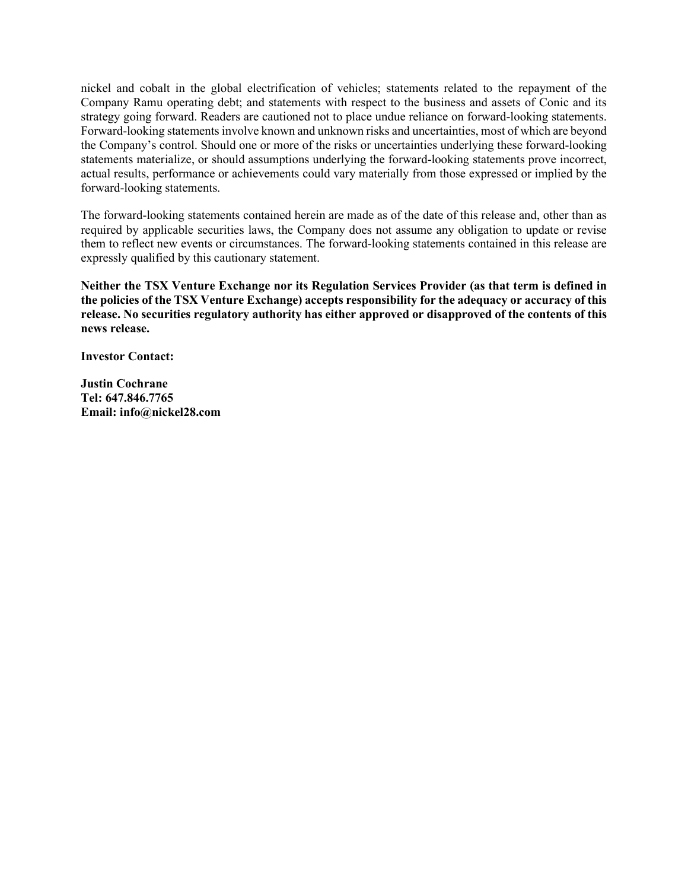nickel and cobalt in the global electrification of vehicles; statements related to the repayment of the Company Ramu operating debt; and statements with respect to the business and assets of Conic and its strategy going forward. Readers are cautioned not to place undue reliance on forward-looking statements. Forward-looking statements involve known and unknown risks and uncertainties, most of which are beyond the Company's control. Should one or more of the risks or uncertainties underlying these forward-looking statements materialize, or should assumptions underlying the forward-looking statements prove incorrect, actual results, performance or achievements could vary materially from those expressed or implied by the forward-looking statements.

The forward-looking statements contained herein are made as of the date of this release and, other than as required by applicable securities laws, the Company does not assume any obligation to update or revise them to reflect new events or circumstances. The forward-looking statements contained in this release are expressly qualified by this cautionary statement.

**Neither the TSX Venture Exchange nor its Regulation Services Provider (as that term is defined in the policies of the TSX Venture Exchange) accepts responsibility for the adequacy or accuracy of this release. No securities regulatory authority has either approved or disapproved of the contents of this news release.**

**Investor Contact:**

**Justin Cochrane**
**Tel: 647.846.7765**
**Email: info@nickel28.com**